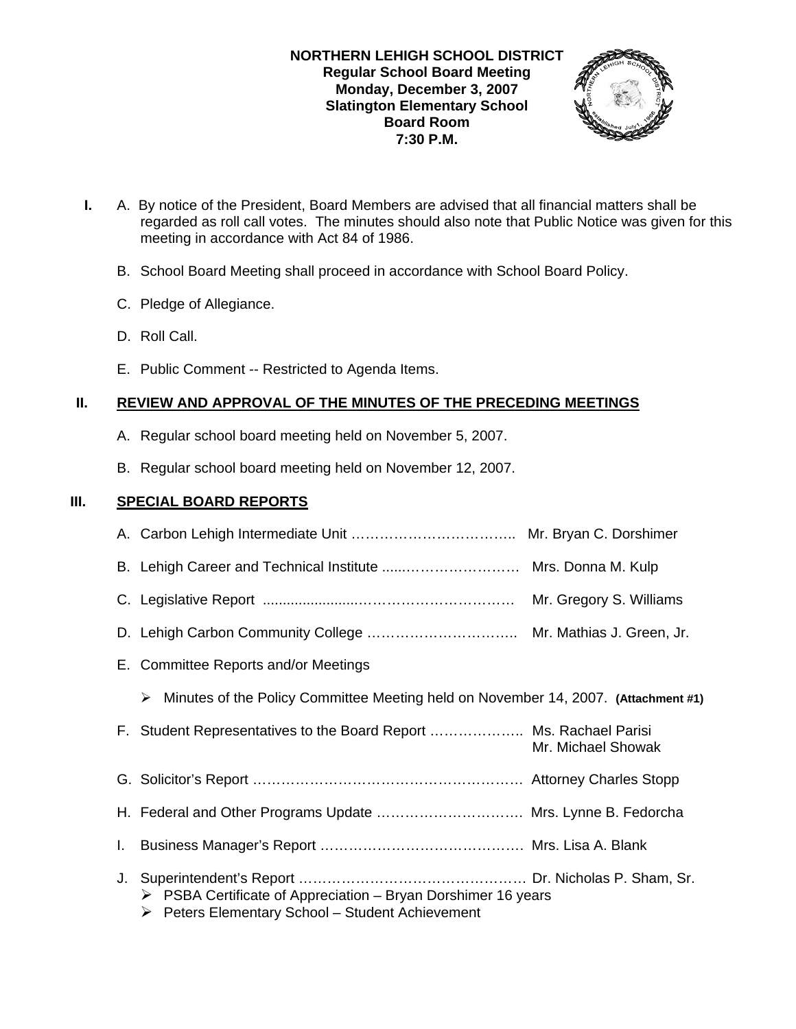**NORTHERN LEHIGH SCHOOL DISTRICT**
**Regular School Board Meeting**
**Monday, December 3, 2007**
**Slatington Elementary School**
**Board Room**
**7:30 P.M.**

**I.** A. By notice of the President, Board Members are advised that all financial matters shall be regarded as roll call votes. The minutes should also note that Public Notice was given for this meeting in accordance with Act 84 of 1986.

B. School Board Meeting shall proceed in accordance with School Board Policy.

C. Pledge of Allegiance.

D. Roll Call.

E. Public Comment -- Restricted to Agenda Items.

## II. REVIEW AND APPROVAL OF THE MINUTES OF THE PRECEDING MEETINGS

A. Regular school board meeting held on November 5, 2007.

B. Regular school board meeting held on November 12, 2007.

## III. SPECIAL BOARD REPORTS

A. Carbon Lehigh Intermediate Unit …………………………….. Mr. Bryan C. Dorshimer

B. Lehigh Career and Technical Institute .....…………………… Mrs. Donna M. Kulp

C. Legislative Report ......................…………………………… Mr. Gregory S. Williams

D. Lehigh Carbon Community College ………………………….. Mr. Mathias J. Green, Jr.

E. Committee Reports and/or Meetings

- Minutes of the Policy Committee Meeting held on November 14, 2007. **(Attachment #1)**

F. Student Representatives to the Board Report ……………….. Ms. Rachael Parisi
Mr. Michael Showak

G. Solicitor's Report …………………………………………………. Attorney Charles Stopp

H. Federal and Other Programs Update …………………………. Mrs. Lynne B. Fedorcha

I. Business Manager's Report ……………………………………. Mrs. Lisa A. Blank

J. Superintendent's Report ………………………………………… Dr. Nicholas P. Sham, Sr.

- PSBA Certificate of Appreciation – Bryan Dorshimer 16 years
- Peters Elementary School – Student Achievement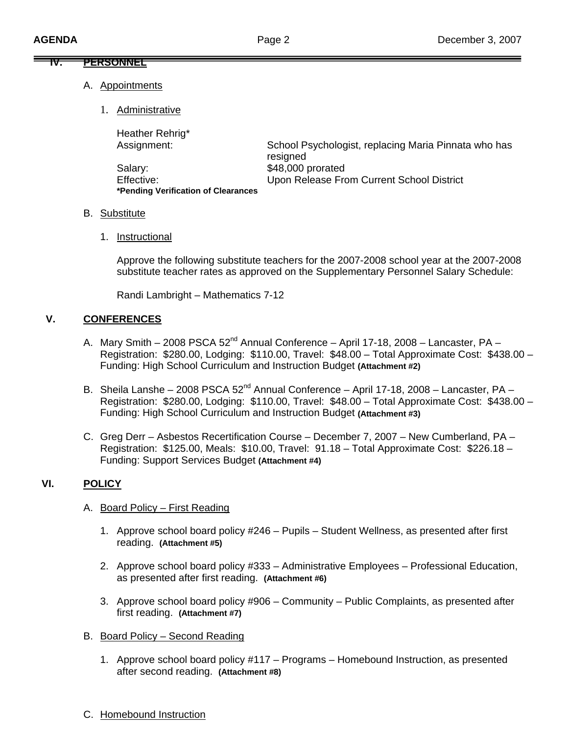## IV. PERSONNEL

A. Appointments

1. Administrative

Heather Rehrig*

| | |
|---|---|
| Assignment: | School Psychologist, replacing Maria Pinnata who has resigned |
| Salary: | $48,000 prorated |
| Effective: | Upon Release From Current School District |

**\*Pending Verification of Clearances**

B. Substitute

1. Instructional

Approve the following substitute teachers for the 2007-2008 school year at the 2007-2008 substitute teacher rates as approved on the Supplementary Personnel Salary Schedule:

Randi Lambright – Mathematics 7-12

## V. CONFERENCES

A. Mary Smith – 2008 PSCA 52nd Annual Conference – April 17-18, 2008 – Lancaster, PA – Registration: $280.00, Lodging: $110.00, Travel: $48.00 – Total Approximate Cost: $438.00 – Funding: High School Curriculum and Instruction Budget **(Attachment #2)**

B. Sheila Lanshe – 2008 PSCA 52nd Annual Conference – April 17-18, 2008 – Lancaster, PA – Registration: $280.00, Lodging: $110.00, Travel: $48.00 – Total Approximate Cost: $438.00 – Funding: High School Curriculum and Instruction Budget **(Attachment #3)**

C. Greg Derr – Asbestos Recertification Course – December 7, 2007 – New Cumberland, PA – Registration: $125.00, Meals: $10.00, Travel: 91.18 – Total Approximate Cost: $226.18 – Funding: Support Services Budget **(Attachment #4)**

## VI. POLICY

A. Board Policy – First Reading

1. Approve school board policy #246 – Pupils – Student Wellness, as presented after first reading. **(Attachment #5)**

2. Approve school board policy #333 – Administrative Employees – Professional Education, as presented after first reading. **(Attachment #6)**

3. Approve school board policy #906 – Community – Public Complaints, as presented after first reading. **(Attachment #7)**

B. Board Policy – Second Reading

1. Approve school board policy #117 – Programs – Homebound Instruction, as presented after second reading. **(Attachment #8)**

C. Homebound Instruction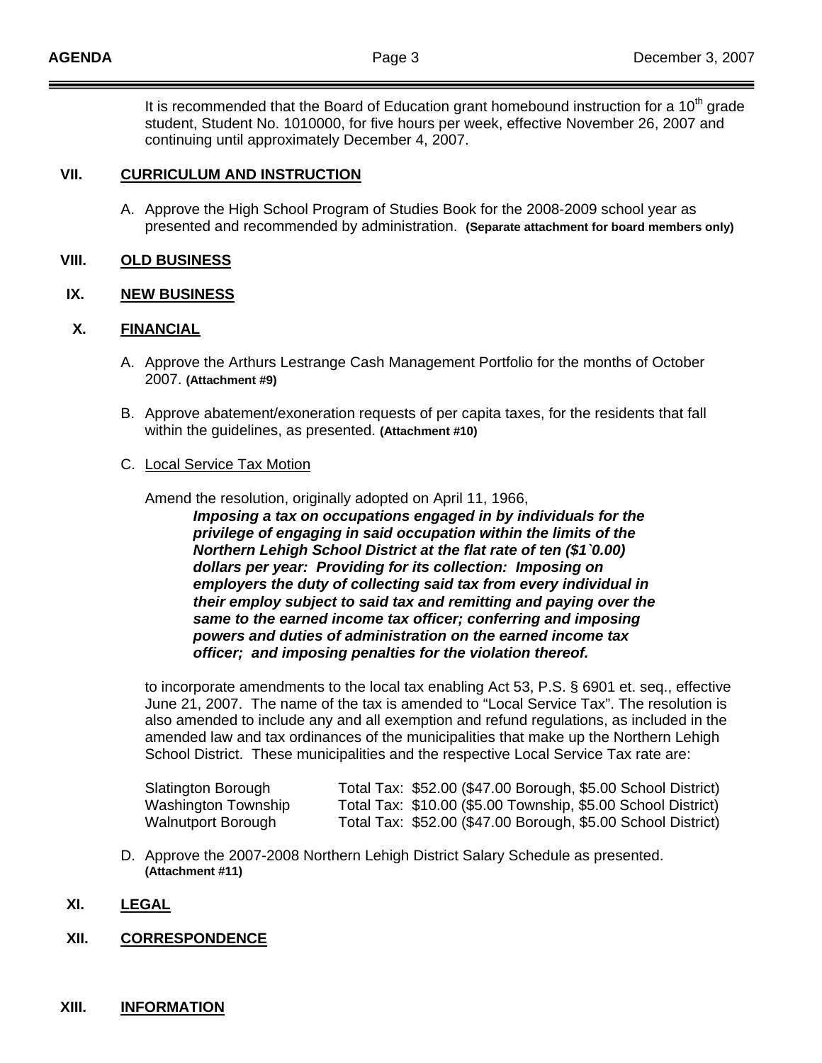It is recommended that the Board of Education grant homebound instruction for a 10th grade student, Student No. 1010000, for five hours per week, effective November 26, 2007 and continuing until approximately December 4, 2007.

## VII. CURRICULUM AND INSTRUCTION

A. Approve the High School Program of Studies Book for the 2008-2009 school year as presented and recommended by administration. **(Separate attachment for board members only)**

## VIII. OLD BUSINESS

## IX. NEW BUSINESS

## X. FINANCIAL

A. Approve the Arthurs Lestrange Cash Management Portfolio for the months of October 2007. **(Attachment #9)**

B. Approve abatement/exoneration requests of per capita taxes, for the residents that fall within the guidelines, as presented. **(Attachment #10)**

C. Local Service Tax Motion

Amend the resolution, originally adopted on April 11, 1966,

> ***Imposing a tax on occupations engaged in by individuals for the privilege of engaging in said occupation within the limits of the Northern Lehigh School District at the flat rate of ten ($1`0.00) dollars per year: Providing for its collection: Imposing on employers the duty of collecting said tax from every individual in their employ subject to said tax and remitting and paying over the same to the earned income tax officer; conferring and imposing powers and duties of administration on the earned income tax officer; and imposing penalties for the violation thereof.***

to incorporate amendments to the local tax enabling Act 53, P.S. § 6901 et. seq., effective June 21, 2007. The name of the tax is amended to "Local Service Tax". The resolution is also amended to include any and all exemption and refund regulations, as included in the amended law and tax ordinances of the municipalities that make up the Northern Lehigh School District. These municipalities and the respective Local Service Tax rate are:

| | |
|---|---|
| Slatington Borough | Total Tax: $52.00 ($47.00 Borough, $5.00 School District) |
| Washington Township | Total Tax: $10.00 ($5.00 Township, $5.00 School District) |
| Walnutport Borough | Total Tax: $52.00 ($47.00 Borough, $5.00 School District) |

D. Approve the 2007-2008 Northern Lehigh District Salary Schedule as presented. **(Attachment #11)**

## XI. LEGAL

## XII. CORRESPONDENCE

## XIII. INFORMATION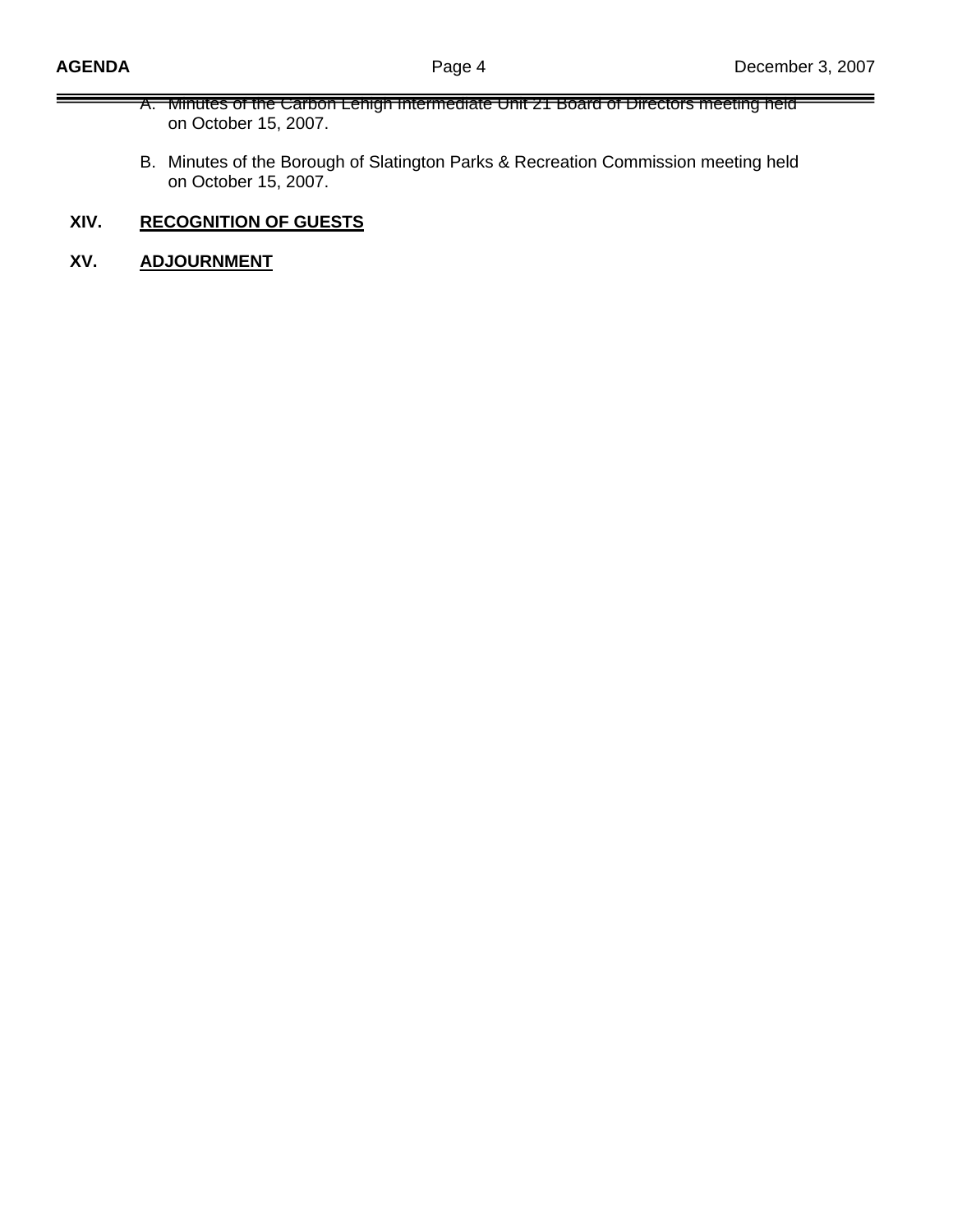A. Minutes of the Carbon Lehigh Intermediate Unit 21 Board of Directors meeting held on October 15, 2007.

B. Minutes of the Borough of Slatington Parks & Recreation Commission meeting held on October 15, 2007.

**XIV. RECOGNITION OF GUESTS**

**XV. ADJOURNMENT**